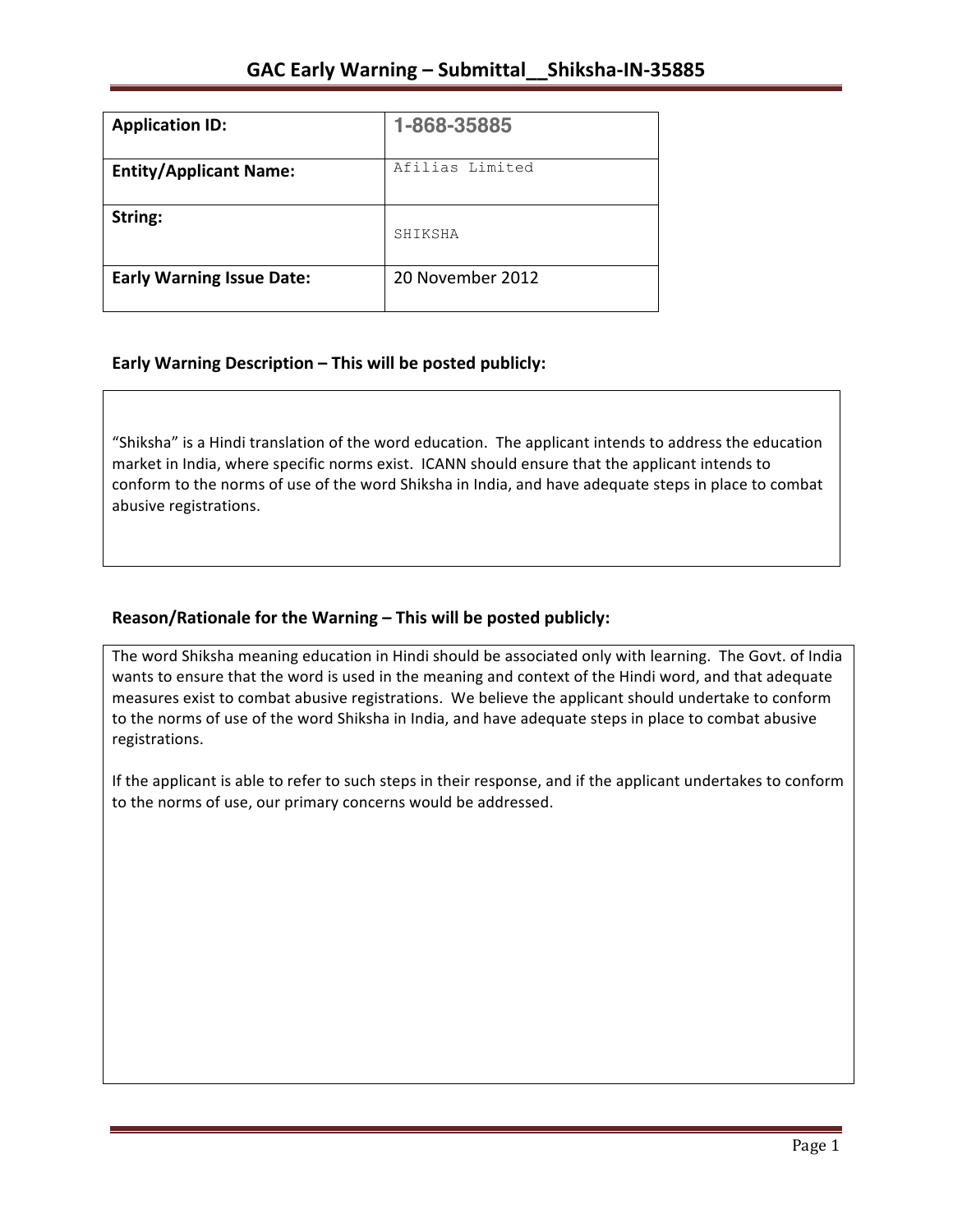# GAC Early Warning – Submittal__Shiksha-IN-35885

| Application ID: | 1-868-35885 |
|---|---|
| Entity/Applicant Name: | Afilias Limited |
| String: | SHIKSHA |
| Early Warning Issue Date: | 20 November 2012 |

## Early Warning Description – This will be posted publicly:

"Shiksha" is a Hindi translation of the word education. The applicant intends to address the education market in India, where specific norms exist. ICANN should ensure that the applicant intends to conform to the norms of use of the word Shiksha in India, and have adequate steps in place to combat abusive registrations.

## Reason/Rationale for the Warning – This will be posted publicly:

The word Shiksha meaning education in Hindi should be associated only with learning. The Govt. of India wants to ensure that the word is used in the meaning and context of the Hindi word, and that adequate measures exist to combat abusive registrations. We believe the applicant should undertake to conform to the norms of use of the word Shiksha in India, and have adequate steps in place to combat abusive registrations.

If the applicant is able to refer to such steps in their response, and if the applicant undertakes to conform to the norms of use, our primary concerns would be addressed.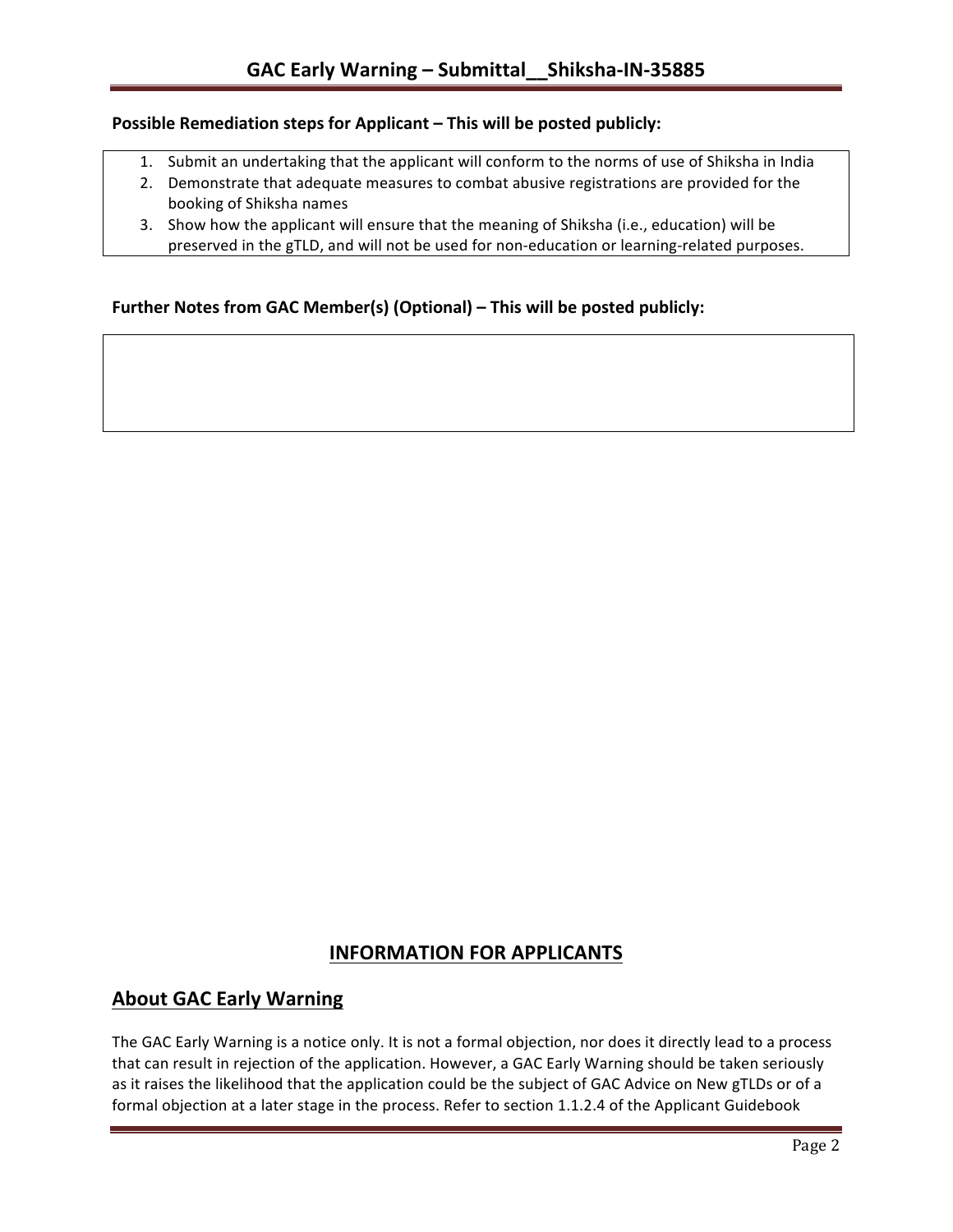**Possible Remediation steps for Applicant – This will be posted publicly:**

1. Submit an undertaking that the applicant will conform to the norms of use of Shiksha in India
2. Demonstrate that adequate measures to combat abusive registrations are provided for the booking of Shiksha names
3. Show how the applicant will ensure that the meaning of Shiksha (i.e., education) will be preserved in the gTLD, and will not be used for non-education or learning-related purposes.

**Further Notes from GAC Member(s) (Optional) – This will be posted publicly:**

## INFORMATION FOR APPLICANTS

## About GAC Early Warning

The GAC Early Warning is a notice only. It is not a formal objection, nor does it directly lead to a process that can result in rejection of the application. However, a GAC Early Warning should be taken seriously as it raises the likelihood that the application could be the subject of GAC Advice on New gTLDs or of a formal objection at a later stage in the process. Refer to section 1.1.2.4 of the Applicant Guidebook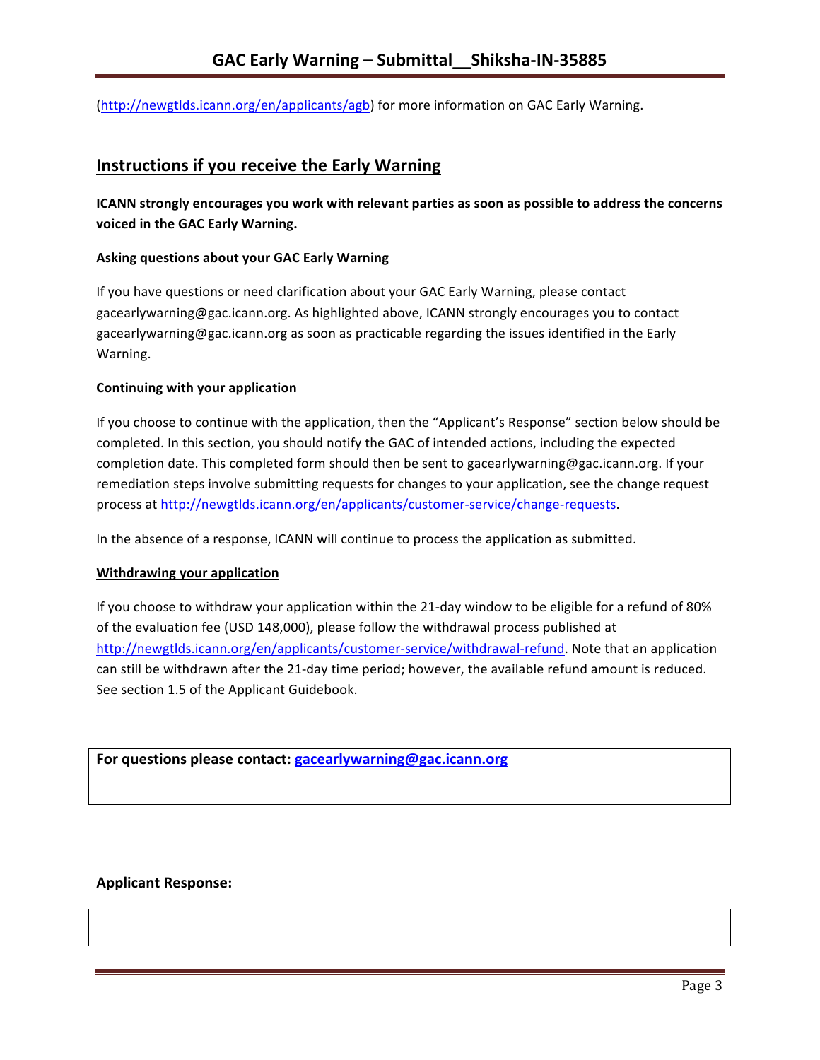(http://newgtlds.icann.org/en/applicants/agb) for more information on GAC Early Warning.

## Instructions if you receive the Early Warning

**ICANN strongly encourages you work with relevant parties as soon as possible to address the concerns voiced in the GAC Early Warning.**

#### Asking questions about your GAC Early Warning

If you have questions or need clarification about your GAC Early Warning, please contact gacearlywarning@gac.icann.org. As highlighted above, ICANN strongly encourages you to contact gacearlywarning@gac.icann.org as soon as practicable regarding the issues identified in the Early Warning.

#### Continuing with your application

If you choose to continue with the application, then the "Applicant's Response" section below should be completed. In this section, you should notify the GAC of intended actions, including the expected completion date. This completed form should then be sent to gacearlywarning@gac.icann.org. If your remediation steps involve submitting requests for changes to your application, see the change request process at http://newgtlds.icann.org/en/applicants/customer-service/change-requests.

In the absence of a response, ICANN will continue to process the application as submitted.

#### Withdrawing your application

If you choose to withdraw your application within the 21-day window to be eligible for a refund of 80% of the evaluation fee (USD 148,000), please follow the withdrawal process published at http://newgtlds.icann.org/en/applicants/customer-service/withdrawal-refund. Note that an application can still be withdrawn after the 21-day time period; however, the available refund amount is reduced. See section 1.5 of the Applicant Guidebook.

**For questions please contact: gacearlywarning@gac.icann.org**

**Applicant Response:**